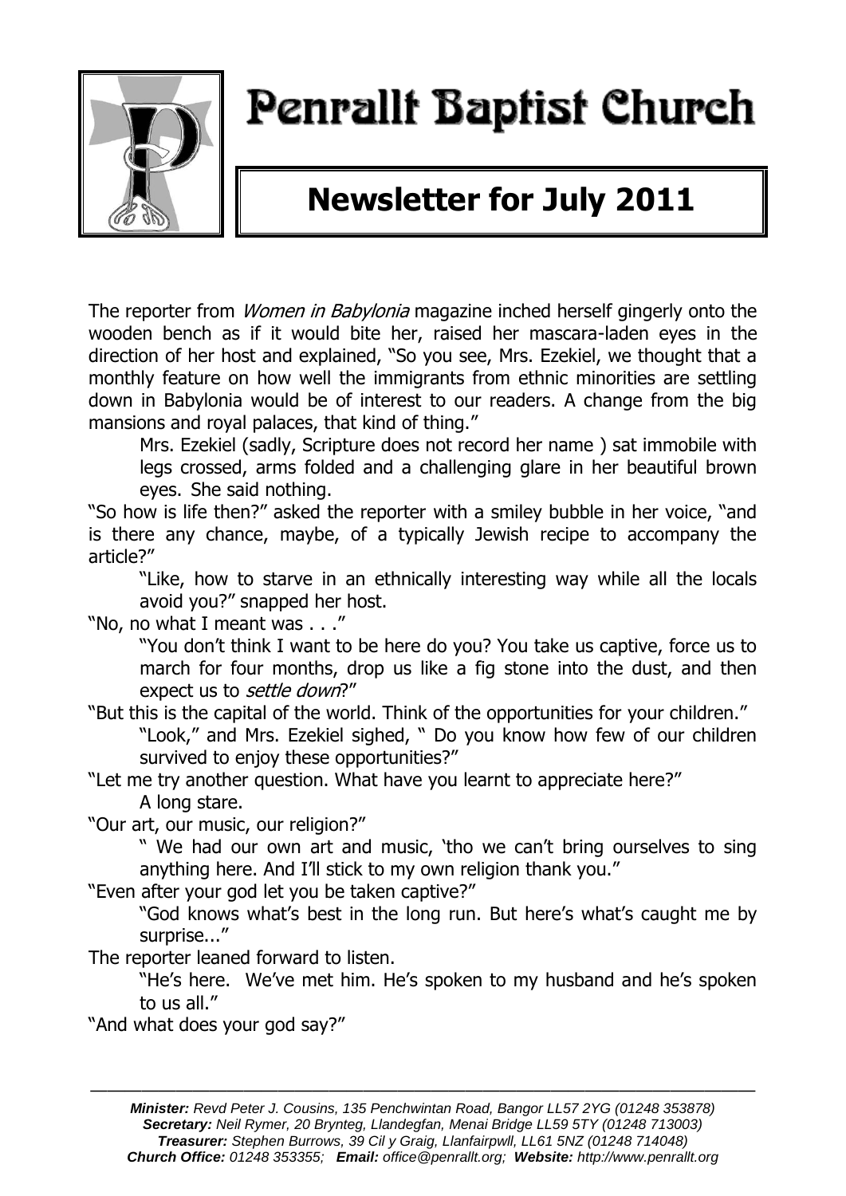# Penrallt Baptist Church

## Newsletter for July 2011

The reporter from *Women in Babylonia* magazine inched herself gingerly onto the wooden bench as if it would bite her, raised her mascara-laden eyes in the direction of her host and explained, "So you see, Mrs. Ezekiel, we thought that a monthly feature on how well the immigrants from ethnic minorities are settling down in Babylonia would be of interest to our readers. A change from the big mansions and royal palaces, that kind of thing."

Mrs. Ezekiel (sadly, Scripture does not record her name ) sat immobile with legs crossed, arms folded and a challenging glare in her beautiful brown eyes. She said nothing.

"So how is life then?" asked the reporter with a smiley bubble in her voice, "and is there any chance, maybe, of a typically Jewish recipe to accompany the article?"

"Like, how to starve in an ethnically interesting way while all the locals avoid you?" snapped her host.

"No, no what I meant was . . ."

"You don't think I want to be here do you? You take us captive, force us to march for four months, drop us like a fig stone into the dust, and then expect us to *settle down*?"

"But this is the capital of the world. Think of the opportunities for your children."

"Look," and Mrs. Ezekiel sighed, " Do you know how few of our children survived to enjoy these opportunities?"

"Let me try another question. What have you learnt to appreciate here?"

A long stare.

"Our art, our music, our religion?"

" We had our own art and music, 'tho we can't bring ourselves to sing anything here. And I'll stick to my own religion thank you."

"Even after your god let you be taken captive?"

"God knows what's best in the long run. But here's what's caught me by surprise..."

The reporter leaned forward to listen.

"He's here. We've met him. He's spoken to my husband and he's spoken to us all."

"And what does your god say?"

---

***Minister:*** *Revd Peter J. Cousins, 135 Penchwintan Road, Bangor LL57 2YG (01248 353878)*
***Secretary:*** *Neil Rymer, 20 Brynteg, Llandegfan, Menai Bridge LL59 5TY (01248 713003)*
***Treasurer:*** *Stephen Burrows, 39 Cil y Graig, Llanfairpwll, LL61 5NZ (01248 714048)*
***Church Office:*** *01248 353355;* ***Email:*** *office@penrallt.org;* ***Website:*** *http://www.penrallt.org*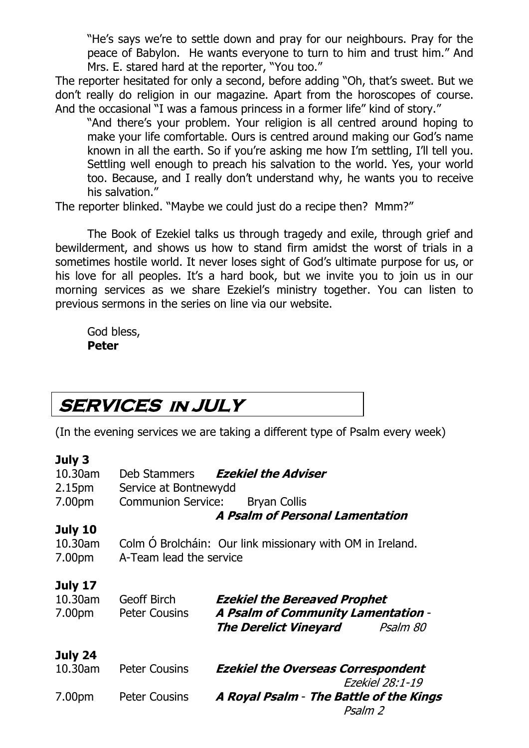"He's says we're to settle down and pray for our neighbours. Pray for the peace of Babylon. He wants everyone to turn to him and trust him." And Mrs. E. stared hard at the reporter, "You too."

The reporter hesitated for only a second, before adding "Oh, that's sweet. But we don't really do religion in our magazine. Apart from the horoscopes of course. And the occasional "I was a famous princess in a former life" kind of story."

"And there's your problem. Your religion is all centred around hoping to make your life comfortable. Ours is centred around making our God's name known in all the earth. So if you're asking me how I'm settling, I'll tell you. Settling well enough to preach his salvation to the world. Yes, your world too. Because, and I really don't understand why, he wants you to receive his salvation."

The reporter blinked. "Maybe we could just do a recipe then? Mmm?"

The Book of Ezekiel talks us through tragedy and exile, through grief and bewilderment, and shows us how to stand firm amidst the worst of trials in a sometimes hostile world. It never loses sight of God's ultimate purpose for us, or his love for all peoples. It's a hard book, but we invite you to join us in our morning services as we share Ezekiel's ministry together. You can listen to previous sermons in the series on line via our website.

God bless,
**Peter**

## SERVICES IN JULY

(In the evening services we are taking a different type of Psalm every week)

**July 3**

| | | |
|---|---|---|
| 10.30am | Deb Stammers | ***Ezekiel the Adviser*** |
| 2.15pm | Service at Bontnewydd | |
| 7.00pm | Communion Service: | Bryan Collis |
| | | ***A Psalm of Personal Lamentation*** |

**July 10**

| | |
|---|---|
| 10.30am | Colm Ó Brolcháin: Our link missionary with OM in Ireland. |
| 7.00pm | A-Team lead the service |

**July 17**

| | | |
|---|---|---|
| 10.30am | Geoff Birch | ***Ezekiel the Bereaved Prophet*** |
| 7.00pm | Peter Cousins | ***A Psalm of Community Lamentation - The Derelict Vineyard*** *Psalm 80* |

**July 24**

| | | |
|---|---|---|
| 10.30am | Peter Cousins | ***Ezekiel the Overseas Correspondent*** *Ezekiel 28:1-19* |
| 7.00pm | Peter Cousins | ***A Royal Psalm - The Battle of the Kings*** *Psalm 2* |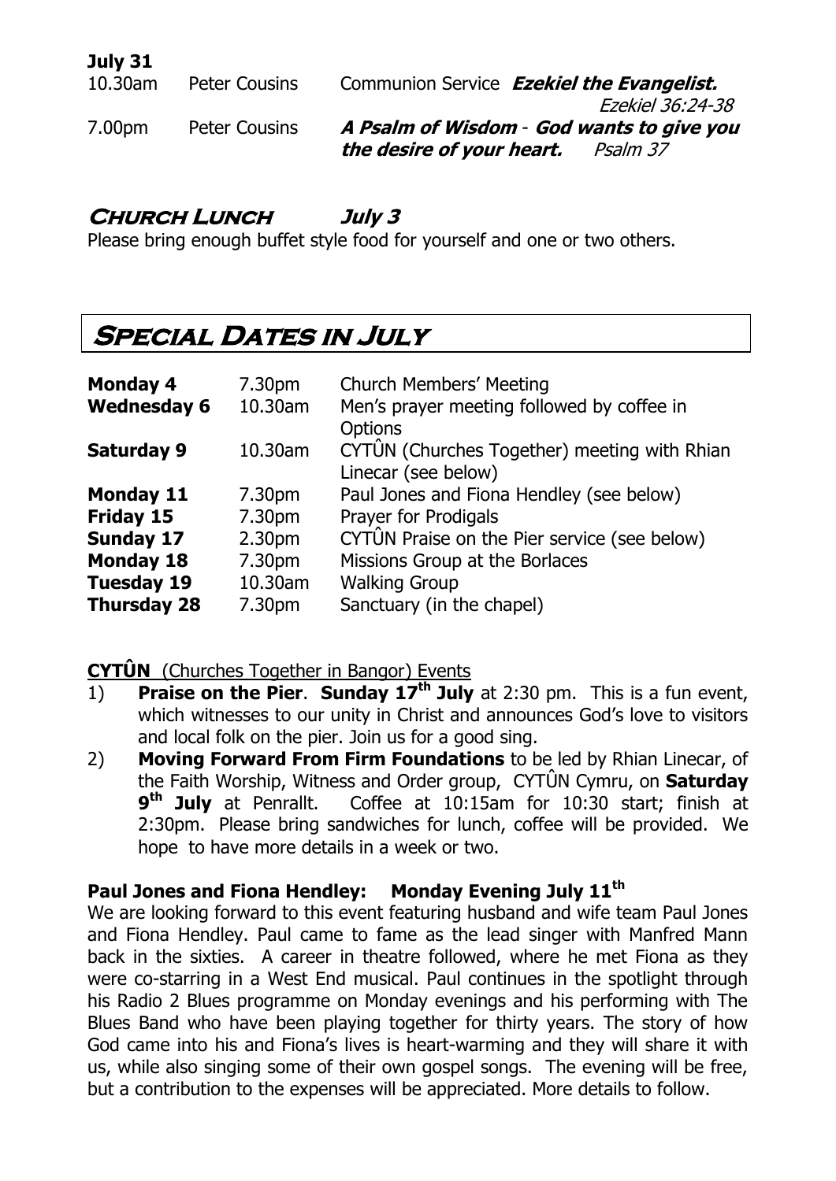**July 31**

| | | |
|---|---|---|
| 10.30am | Peter Cousins | Communion Service ***Ezekiel the Evangelist.*** *Ezekiel 36:24-38* |
| 7.00pm | Peter Cousins | ***A Psalm of Wisdom - God wants to give you the desire of your heart.*** *Psalm 37* |

## Church Lunch *July 3*

Please bring enough buffet style food for yourself and one or two others.

## Special Dates in July

| | | |
|---|---|---|
| **Monday 4** | 7.30pm | Church Members' Meeting |
| **Wednesday 6** | 10.30am | Men's prayer meeting followed by coffee in Options |
| **Saturday 9** | 10.30am | CYTÛN (Churches Together) meeting with Rhian Linecar (see below) |
| **Monday 11** | 7.30pm | Paul Jones and Fiona Hendley (see below) |
| **Friday 15** | 7.30pm | Prayer for Prodigals |
| **Sunday 17** | 2.30pm | CYTÛN Praise on the Pier service (see below) |
| **Monday 18** | 7.30pm | Missions Group at the Borlaces |
| **Tuesday 19** | 10.30am | Walking Group |
| **Thursday 28** | 7.30pm | Sanctuary (in the chapel) |

**CYTÛN** (Churches Together in Bangor) Events

1) **Praise on the Pier**. **Sunday 17th July** at 2:30 pm. This is a fun event, which witnesses to our unity in Christ and announces God's love to visitors and local folk on the pier. Join us for a good sing.
2) **Moving Forward From Firm Foundations** to be led by Rhian Linecar, of the Faith Worship, Witness and Order group, CYTÛN Cymru, on **Saturday 9th July** at Penrallt. Coffee at 10:15am for 10:30 start; finish at 2:30pm. Please bring sandwiches for lunch, coffee will be provided. We hope to have more details in a week or two.

### Paul Jones and Fiona Hendley: Monday Evening July 11th

We are looking forward to this event featuring husband and wife team Paul Jones and Fiona Hendley. Paul came to fame as the lead singer with Manfred Mann back in the sixties. A career in theatre followed, where he met Fiona as they were co-starring in a West End musical. Paul continues in the spotlight through his Radio 2 Blues programme on Monday evenings and his performing with The Blues Band who have been playing together for thirty years. The story of how God came into his and Fiona's lives is heart-warming and they will share it with us, while also singing some of their own gospel songs. The evening will be free, but a contribution to the expenses will be appreciated. More details to follow.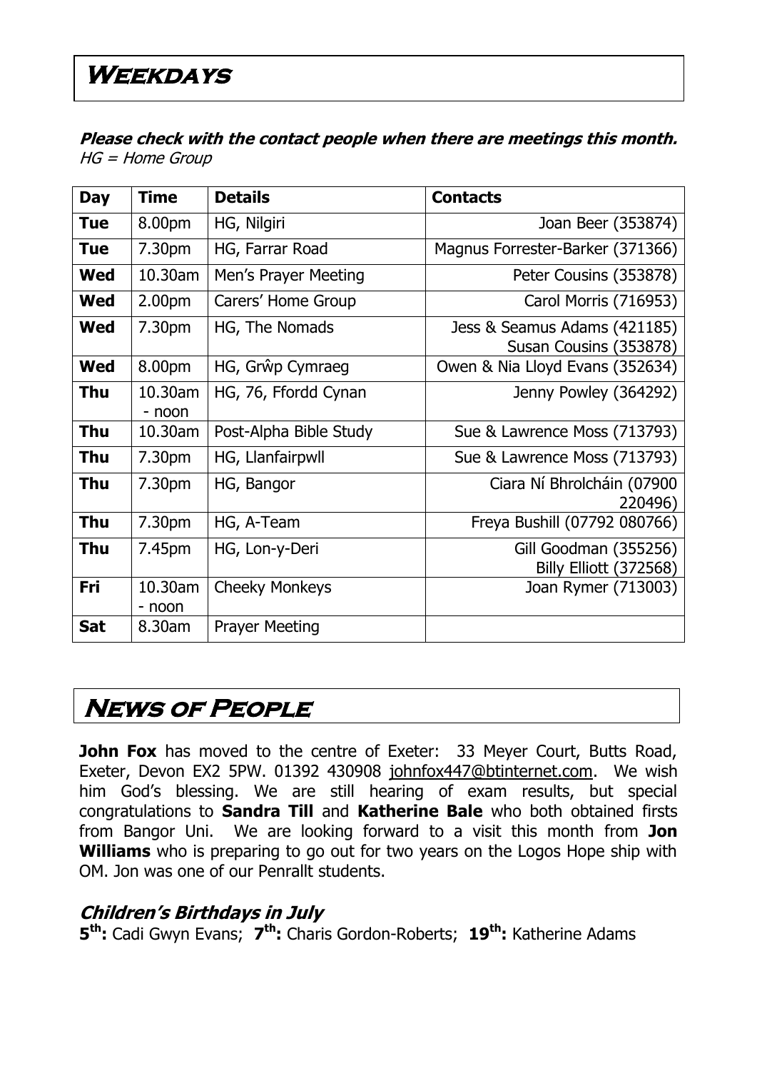# Weekdays

***Please check with the contact people when there are meetings this month.***
*HG = Home Group*

| Day | Time | Details | Contacts |
|---|---|---|---|
| **Tue** | 8.00pm | HG, Nilgiri | Joan Beer (353874) |
| **Tue** | 7.30pm | HG, Farrar Road | Magnus Forrester-Barker (371366) |
| **Wed** | 10.30am | Men's Prayer Meeting | Peter Cousins (353878) |
| **Wed** | 2.00pm | Carers' Home Group | Carol Morris (716953) |
| **Wed** | 7.30pm | HG, The Nomads | Jess & Seamus Adams (421185) Susan Cousins (353878) |
| **Wed** | 8.00pm | HG, Grŵp Cymraeg | Owen & Nia Lloyd Evans (352634) |
| **Thu** | 10.30am - noon | HG, 76, Ffordd Cynan | Jenny Powley (364292) |
| **Thu** | 10.30am | Post-Alpha Bible Study | Sue & Lawrence Moss (713793) |
| **Thu** | 7.30pm | HG, Llanfairpwll | Sue & Lawrence Moss (713793) |
| **Thu** | 7.30pm | HG, Bangor | Ciara Ní Bhrolcháin (07900 220496) |
| **Thu** | 7.30pm | HG, A-Team | Freya Bushill (07792 080766) |
| **Thu** | 7.45pm | HG, Lon-y-Deri | Gill Goodman (355256) Billy Elliott (372568) |
| **Fri** | 10.30am - noon | Cheeky Monkeys | Joan Rymer (713003) |
| **Sat** | 8.30am | Prayer Meeting | |

# News of People

**John Fox** has moved to the centre of Exeter: 33 Meyer Court, Butts Road, Exeter, Devon EX2 5PW. 01392 430908 johnfox447@btinternet.com. We wish him God's blessing. We are still hearing of exam results, but special congratulations to **Sandra Till** and **Katherine Bale** who both obtained firsts from Bangor Uni. We are looking forward to a visit this month from **Jon Williams** who is preparing to go out for two years on the Logos Hope ship with OM. Jon was one of our Penrallt students.

### *Children's Birthdays in July*

**5th:** Cadi Gwyn Evans; **7th:** Charis Gordon-Roberts; **19th:** Katherine Adams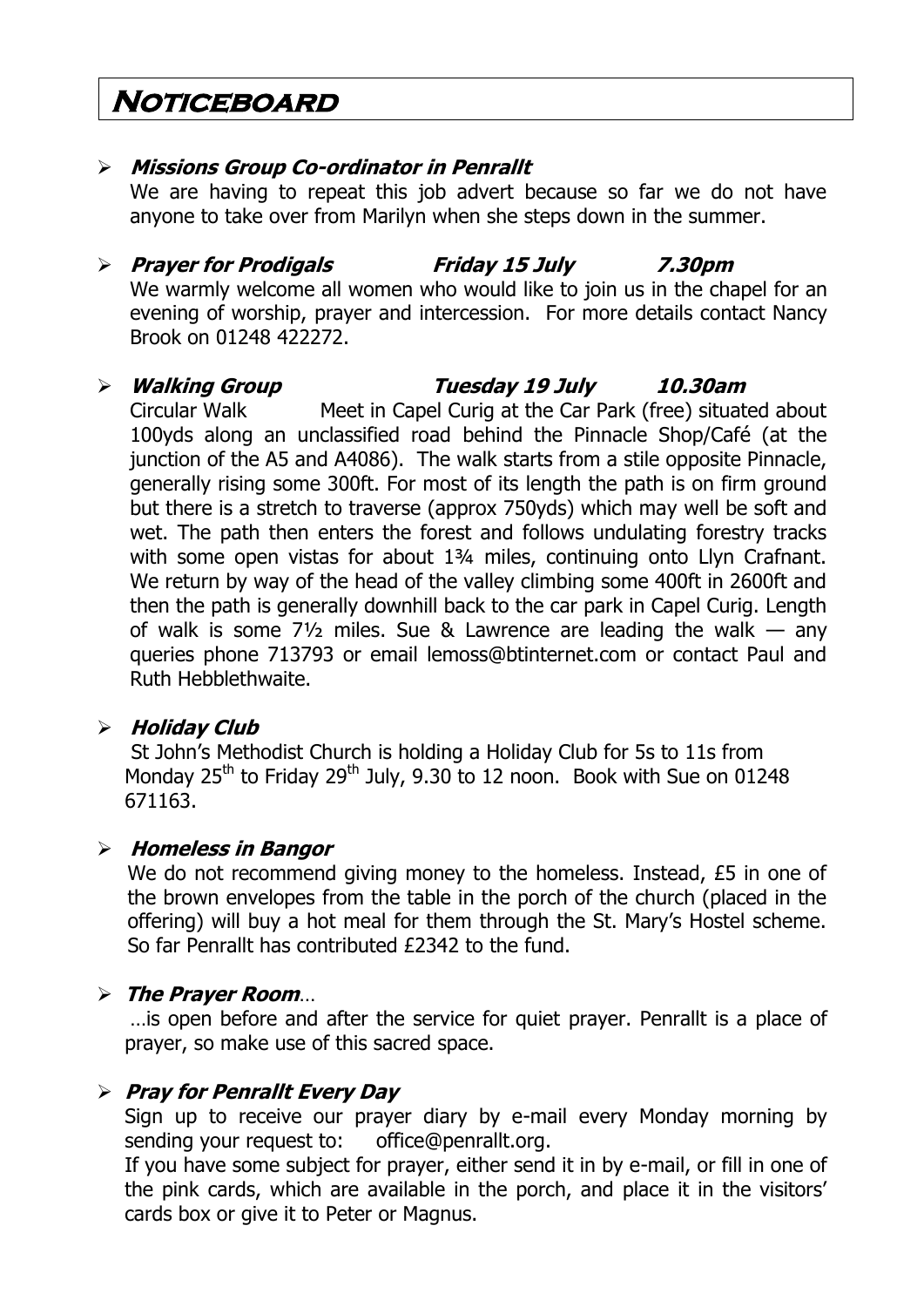# Noticeboard

- ***Missions Group Co-ordinator in Penrallt***

  We are having to repeat this job advert because so far we do not have anyone to take over from Marilyn when she steps down in the summer.

- ***Prayer for Prodigals     Friday 15 July     7.30pm***

  We warmly welcome all women who would like to join us in the chapel for an evening of worship, prayer and intercession. For more details contact Nancy Brook on 01248 422272.

- ***Walking Group     Tuesday 19 July     10.30am***

  Circular Walk     Meet in Capel Curig at the Car Park (free) situated about 100yds along an unclassified road behind the Pinnacle Shop/Café (at the junction of the A5 and A4086). The walk starts from a stile opposite Pinnacle, generally rising some 300ft. For most of its length the path is on firm ground but there is a stretch to traverse (approx 750yds) which may well be soft and wet. The path then enters the forest and follows undulating forestry tracks with some open vistas for about 1¾ miles, continuing onto Llyn Crafnant. We return by way of the head of the valley climbing some 400ft in 2600ft and then the path is generally downhill back to the car park in Capel Curig. Length of walk is some 7½ miles. Sue & Lawrence are leading the walk — any queries phone 713793 or email lemoss@btinternet.com or contact Paul and Ruth Hebblethwaite.

- ***Holiday Club***

  St John's Methodist Church is holding a Holiday Club for 5s to 11s from Monday 25th to Friday 29th July, 9.30 to 12 noon. Book with Sue on 01248 671163.

- ***Homeless in Bangor***

  We do not recommend giving money to the homeless. Instead, £5 in one of the brown envelopes from the table in the porch of the church (placed in the offering) will buy a hot meal for them through the St. Mary's Hostel scheme. So far Penrallt has contributed £2342 to the fund.

- ***The Prayer Room…***

  …is open before and after the service for quiet prayer. Penrallt is a place of prayer, so make use of this sacred space.

- ***Pray for Penrallt Every Day***

  Sign up to receive our prayer diary by e-mail every Monday morning by sending your request to: office@penrallt.org.

  If you have some subject for prayer, either send it in by e-mail, or fill in one of the pink cards, which are available in the porch, and place it in the visitors' cards box or give it to Peter or Magnus.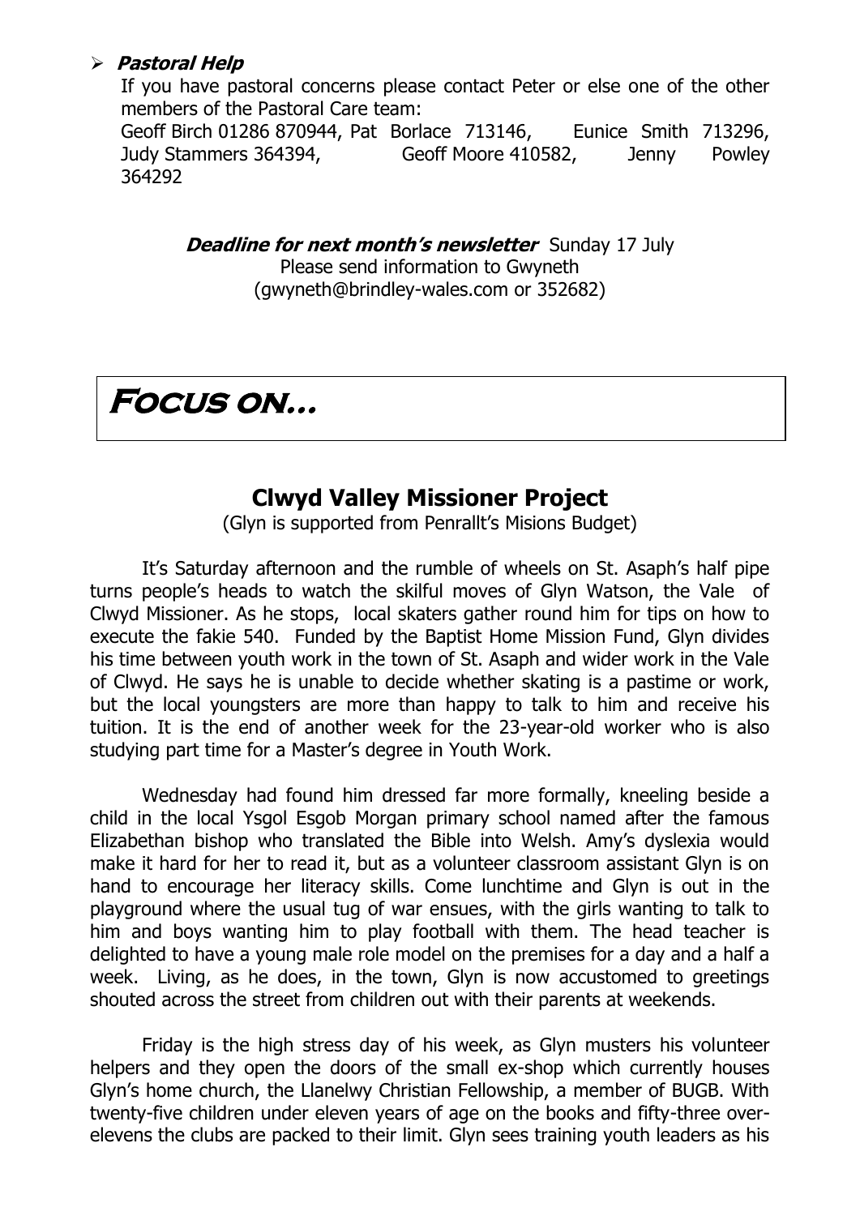- ***Pastoral Help***

  If you have pastoral concerns please contact Peter or else one of the other members of the Pastoral Care team:
  Geoff Birch 01286 870944, Pat Borlace 713146, Eunice Smith 713296, Judy Stammers 364394, Geoff Moore 410582, Jenny Powley 364292

***Deadline for next month's newsletter*** Sunday 17 July
Please send information to Gwyneth
(gwyneth@brindley-wales.com or 352682)

# Focus on…

## Clwyd Valley Missioner Project

(Glyn is supported from Penrallt's Misions Budget)

It's Saturday afternoon and the rumble of wheels on St. Asaph's half pipe turns people's heads to watch the skilful moves of Glyn Watson, the Vale of Clwyd Missioner. As he stops, local skaters gather round him for tips on how to execute the fakie 540. Funded by the Baptist Home Mission Fund, Glyn divides his time between youth work in the town of St. Asaph and wider work in the Vale of Clwyd. He says he is unable to decide whether skating is a pastime or work, but the local youngsters are more than happy to talk to him and receive his tuition. It is the end of another week for the 23-year-old worker who is also studying part time for a Master's degree in Youth Work.

Wednesday had found him dressed far more formally, kneeling beside a child in the local Ysgol Esgob Morgan primary school named after the famous Elizabethan bishop who translated the Bible into Welsh. Amy's dyslexia would make it hard for her to read it, but as a volunteer classroom assistant Glyn is on hand to encourage her literacy skills. Come lunchtime and Glyn is out in the playground where the usual tug of war ensues, with the girls wanting to talk to him and boys wanting him to play football with them. The head teacher is delighted to have a young male role model on the premises for a day and a half a week. Living, as he does, in the town, Glyn is now accustomed to greetings shouted across the street from children out with their parents at weekends.

Friday is the high stress day of his week, as Glyn musters his volunteer helpers and they open the doors of the small ex-shop which currently houses Glyn's home church, the Llanelwy Christian Fellowship, a member of BUGB. With twenty-five children under eleven years of age on the books and fifty-three over-elevens the clubs are packed to their limit. Glyn sees training youth leaders as his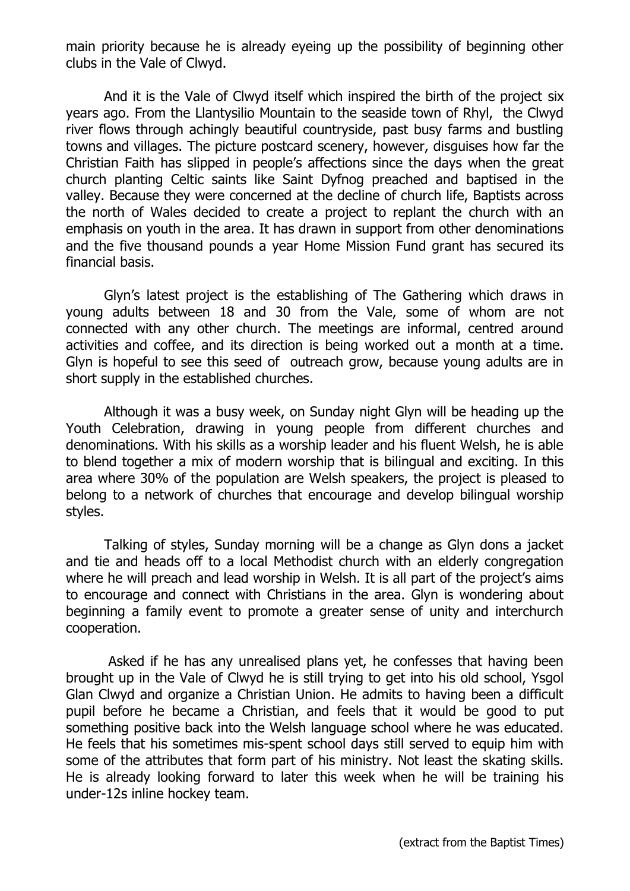main priority because he is already eyeing up the possibility of beginning other clubs in the Vale of Clwyd.

And it is the Vale of Clwyd itself which inspired the birth of the project six years ago. From the Llantysilio Mountain to the seaside town of Rhyl, the Clwyd river flows through achingly beautiful countryside, past busy farms and bustling towns and villages. The picture postcard scenery, however, disguises how far the Christian Faith has slipped in people's affections since the days when the great church planting Celtic saints like Saint Dyfnog preached and baptised in the valley. Because they were concerned at the decline of church life, Baptists across the north of Wales decided to create a project to replant the church with an emphasis on youth in the area. It has drawn in support from other denominations and the five thousand pounds a year Home Mission Fund grant has secured its financial basis.

Glyn's latest project is the establishing of The Gathering which draws in young adults between 18 and 30 from the Vale, some of whom are not connected with any other church. The meetings are informal, centred around activities and coffee, and its direction is being worked out a month at a time. Glyn is hopeful to see this seed of outreach grow, because young adults are in short supply in the established churches.

Although it was a busy week, on Sunday night Glyn will be heading up the Youth Celebration, drawing in young people from different churches and denominations. With his skills as a worship leader and his fluent Welsh, he is able to blend together a mix of modern worship that is bilingual and exciting. In this area where 30% of the population are Welsh speakers, the project is pleased to belong to a network of churches that encourage and develop bilingual worship styles.

Talking of styles, Sunday morning will be a change as Glyn dons a jacket and tie and heads off to a local Methodist church with an elderly congregation where he will preach and lead worship in Welsh. It is all part of the project's aims to encourage and connect with Christians in the area. Glyn is wondering about beginning a family event to promote a greater sense of unity and interchurch cooperation.

Asked if he has any unrealised plans yet, he confesses that having been brought up in the Vale of Clwyd he is still trying to get into his old school, Ysgol Glan Clwyd and organize a Christian Union. He admits to having been a difficult pupil before he became a Christian, and feels that it would be good to put something positive back into the Welsh language school where he was educated. He feels that his sometimes mis-spent school days still served to equip him with some of the attributes that form part of his ministry. Not least the skating skills. He is already looking forward to later this week when he will be training his under-12s inline hockey team.

(extract from the Baptist Times)